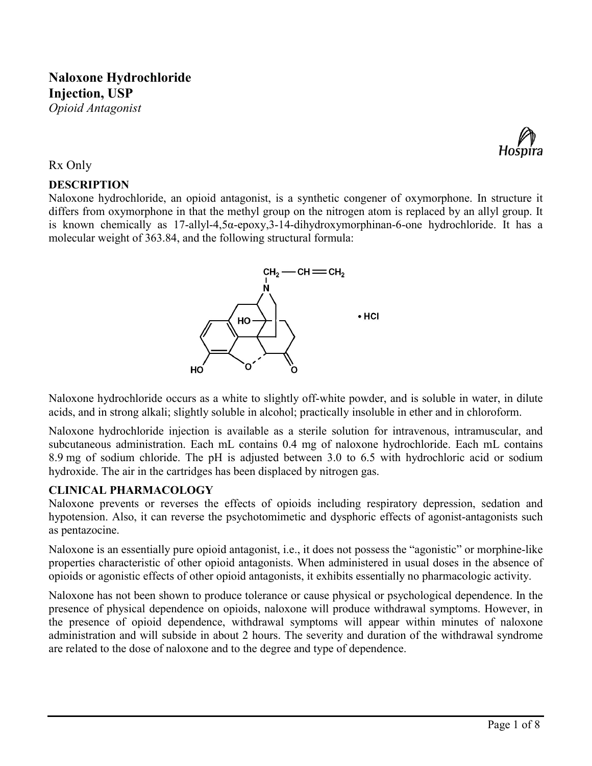# Naloxone Hydrochloride Injection, USP

*Opioid Antagonist*

Rx Only

## DESCRIPTION

Naloxone hydrochloride, an opioid antagonist, is a synthetic congener of oxymorphone. In structure it differs from oxymorphone in that the methyl group on the nitrogen atom is replaced by an allyl group. It is known chemically as 17-allyl-4,5α-epoxy,3-14-dihydroxymorphinan-6-one hydrochloride. It has a molecular weight of 363.84, and the following structural formula:

• HCl

Naloxone hydrochloride occurs as a white to slightly off-white powder, and is soluble in water, in dilute acids, and in strong alkali; slightly soluble in alcohol; practically insoluble in ether and in chloroform.

Naloxone hydrochloride injection is available as a sterile solution for intravenous, intramuscular, and subcutaneous administration. Each mL contains 0.4 mg of naloxone hydrochloride. Each mL contains 8.9 mg of sodium chloride. The pH is adjusted between 3.0 to 6.5 with hydrochloric acid or sodium hydroxide. The air in the cartridges has been displaced by nitrogen gas.

## CLINICAL PHARMACOLOGY

Naloxone prevents or reverses the effects of opioids including respiratory depression, sedation and hypotension. Also, it can reverse the psychotomimetic and dysphoric effects of agonist-antagonists such as pentazocine.

Naloxone is an essentially pure opioid antagonist, i.e., it does not possess the "agonistic" or morphine-like properties characteristic of other opioid antagonists. When administered in usual doses in the absence of opioids or agonistic effects of other opioid antagonists, it exhibits essentially no pharmacologic activity.

Naloxone has not been shown to produce tolerance or cause physical or psychological dependence. In the presence of physical dependence on opioids, naloxone will produce withdrawal symptoms. However, in the presence of opioid dependence, withdrawal symptoms will appear within minutes of naloxone administration and will subside in about 2 hours. The severity and duration of the withdrawal syndrome are related to the dose of naloxone and to the degree and type of dependence.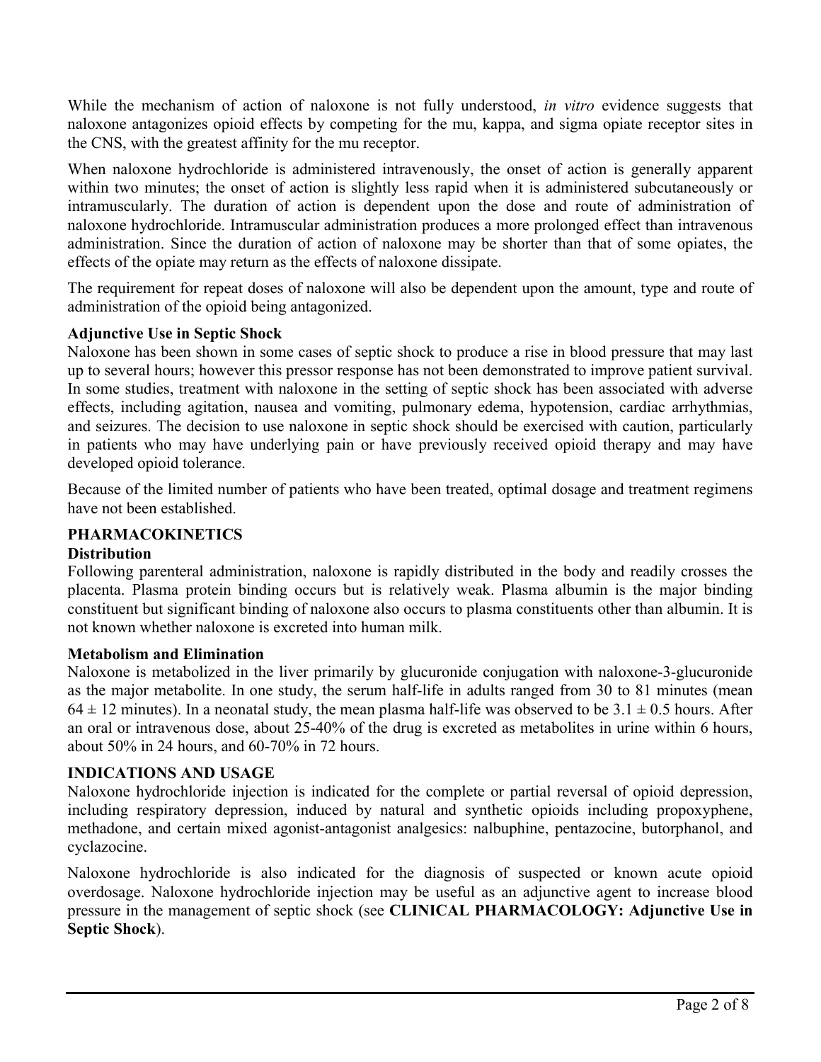While the mechanism of action of naloxone is not fully understood, *in vitro* evidence suggests that naloxone antagonizes opioid effects by competing for the mu, kappa, and sigma opiate receptor sites in the CNS, with the greatest affinity for the mu receptor.

When naloxone hydrochloride is administered intravenously, the onset of action is generally apparent within two minutes; the onset of action is slightly less rapid when it is administered subcutaneously or intramuscularly. The duration of action is dependent upon the dose and route of administration of naloxone hydrochloride. Intramuscular administration produces a more prolonged effect than intravenous administration. Since the duration of action of naloxone may be shorter than that of some opiates, the effects of the opiate may return as the effects of naloxone dissipate.

The requirement for repeat doses of naloxone will also be dependent upon the amount, type and route of administration of the opioid being antagonized.

**Adjunctive Use in Septic Shock**

Naloxone has been shown in some cases of septic shock to produce a rise in blood pressure that may last up to several hours; however this pressor response has not been demonstrated to improve patient survival. In some studies, treatment with naloxone in the setting of septic shock has been associated with adverse effects, including agitation, nausea and vomiting, pulmonary edema, hypotension, cardiac arrhythmias, and seizures. The decision to use naloxone in septic shock should be exercised with caution, particularly in patients who may have underlying pain or have previously received opioid therapy and may have developed opioid tolerance.

Because of the limited number of patients who have been treated, optimal dosage and treatment regimens have not been established.

## PHARMACOKINETICS

**Distribution**

Following parenteral administration, naloxone is rapidly distributed in the body and readily crosses the placenta. Plasma protein binding occurs but is relatively weak. Plasma albumin is the major binding constituent but significant binding of naloxone also occurs to plasma constituents other than albumin. It is not known whether naloxone is excreted into human milk.

**Metabolism and Elimination**

Naloxone is metabolized in the liver primarily by glucuronide conjugation with naloxone-3-glucuronide as the major metabolite. In one study, the serum half-life in adults ranged from 30 to 81 minutes (mean $64 \pm 12$ minutes). In a neonatal study, the mean plasma half-life was observed to be $3.1 \pm 0.5$ hours. After an oral or intravenous dose, about 25-40% of the drug is excreted as metabolites in urine within 6 hours, about 50% in 24 hours, and 60-70% in 72 hours.

## INDICATIONS AND USAGE

Naloxone hydrochloride injection is indicated for the complete or partial reversal of opioid depression, including respiratory depression, induced by natural and synthetic opioids including propoxyphene, methadone, and certain mixed agonist-antagonist analgesics: nalbuphine, pentazocine, butorphanol, and cyclazocine.

Naloxone hydrochloride is also indicated for the diagnosis of suspected or known acute opioid overdosage. Naloxone hydrochloride injection may be useful as an adjunctive agent to increase blood pressure in the management of septic shock (see **CLINICAL PHARMACOLOGY: Adjunctive Use in Septic Shock**).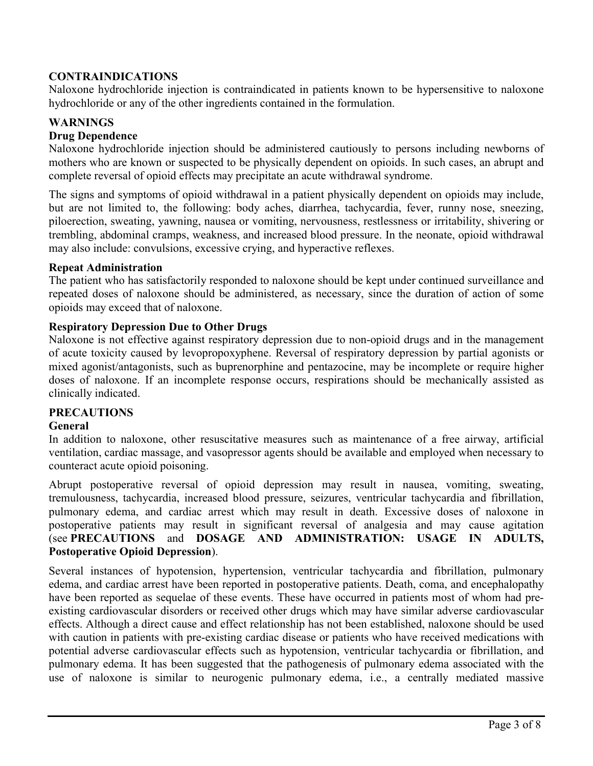## CONTRAINDICATIONS

Naloxone hydrochloride injection is contraindicated in patients known to be hypersensitive to naloxone hydrochloride or any of the other ingredients contained in the formulation.

## WARNINGS

### Drug Dependence

Naloxone hydrochloride injection should be administered cautiously to persons including newborns of mothers who are known or suspected to be physically dependent on opioids. In such cases, an abrupt and complete reversal of opioid effects may precipitate an acute withdrawal syndrome.

The signs and symptoms of opioid withdrawal in a patient physically dependent on opioids may include, but are not limited to, the following: body aches, diarrhea, tachycardia, fever, runny nose, sneezing, piloerection, sweating, yawning, nausea or vomiting, nervousness, restlessness or irritability, shivering or trembling, abdominal cramps, weakness, and increased blood pressure. In the neonate, opioid withdrawal may also include: convulsions, excessive crying, and hyperactive reflexes.

### Repeat Administration

The patient who has satisfactorily responded to naloxone should be kept under continued surveillance and repeated doses of naloxone should be administered, as necessary, since the duration of action of some opioids may exceed that of naloxone.

### Respiratory Depression Due to Other Drugs

Naloxone is not effective against respiratory depression due to non-opioid drugs and in the management of acute toxicity caused by levopropoxyphene. Reversal of respiratory depression by partial agonists or mixed agonist/antagonists, such as buprenorphine and pentazocine, may be incomplete or require higher doses of naloxone. If an incomplete response occurs, respirations should be mechanically assisted as clinically indicated.

## PRECAUTIONS

### General

In addition to naloxone, other resuscitative measures such as maintenance of a free airway, artificial ventilation, cardiac massage, and vasopressor agents should be available and employed when necessary to counteract acute opioid poisoning.

Abrupt postoperative reversal of opioid depression may result in nausea, vomiting, sweating, tremulousness, tachycardia, increased blood pressure, seizures, ventricular tachycardia and fibrillation, pulmonary edema, and cardiac arrest which may result in death. Excessive doses of naloxone in postoperative patients may result in significant reversal of analgesia and may cause agitation (see **PRECAUTIONS** and **DOSAGE AND ADMINISTRATION: USAGE IN ADULTS, Postoperative Opioid Depression**).

Several instances of hypotension, hypertension, ventricular tachycardia and fibrillation, pulmonary edema, and cardiac arrest have been reported in postoperative patients. Death, coma, and encephalopathy have been reported as sequelae of these events. These have occurred in patients most of whom had pre-existing cardiovascular disorders or received other drugs which may have similar adverse cardiovascular effects. Although a direct cause and effect relationship has not been established, naloxone should be used with caution in patients with pre-existing cardiac disease or patients who have received medications with potential adverse cardiovascular effects such as hypotension, ventricular tachycardia or fibrillation, and pulmonary edema. It has been suggested that the pathogenesis of pulmonary edema associated with the use of naloxone is similar to neurogenic pulmonary edema, i.e., a centrally mediated massive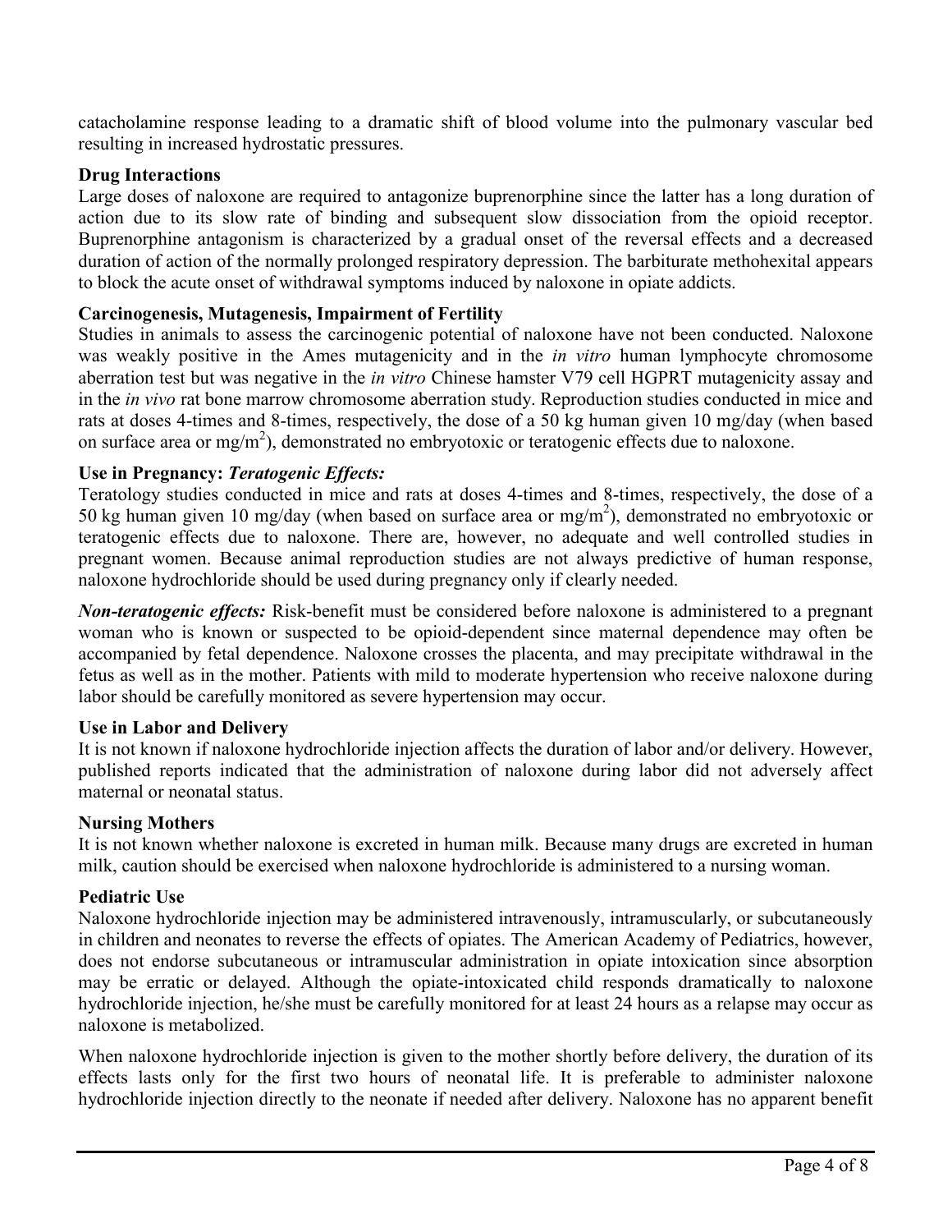catacholamine response leading to a dramatic shift of blood volume into the pulmonary vascular bed resulting in increased hydrostatic pressures.

**Drug Interactions**

Large doses of naloxone are required to antagonize buprenorphine since the latter has a long duration of action due to its slow rate of binding and subsequent slow dissociation from the opioid receptor. Buprenorphine antagonism is characterized by a gradual onset of the reversal effects and a decreased duration of action of the normally prolonged respiratory depression. The barbiturate methohexital appears to block the acute onset of withdrawal symptoms induced by naloxone in opiate addicts.

**Carcinogenesis, Mutagenesis, Impairment of Fertility**

Studies in animals to assess the carcinogenic potential of naloxone have not been conducted. Naloxone was weakly positive in the Ames mutagenicity and in the *in vitro* human lymphocyte chromosome aberration test but was negative in the *in vitro* Chinese hamster V79 cell HGPRT mutagenicity assay and in the *in vivo* rat bone marrow chromosome aberration study. Reproduction studies conducted in mice and rats at doses 4-times and 8-times, respectively, the dose of a 50 kg human given 10 mg/day (when based on surface area or $mg/m^2$), demonstrated no embryotoxic or teratogenic effects due to naloxone.

**Use in Pregnancy: *Teratogenic Effects:***

Teratology studies conducted in mice and rats at doses 4-times and 8-times, respectively, the dose of a 50 kg human given 10 mg/day (when based on surface area or $mg/m^2$), demonstrated no embryotoxic or teratogenic effects due to naloxone. There are, however, no adequate and well controlled studies in pregnant women. Because animal reproduction studies are not always predictive of human response, naloxone hydrochloride should be used during pregnancy only if clearly needed.

***Non-teratogenic effects:*** Risk-benefit must be considered before naloxone is administered to a pregnant woman who is known or suspected to be opioid-dependent since maternal dependence may often be accompanied by fetal dependence. Naloxone crosses the placenta, and may precipitate withdrawal in the fetus as well as in the mother. Patients with mild to moderate hypertension who receive naloxone during labor should be carefully monitored as severe hypertension may occur.

**Use in Labor and Delivery**

It is not known if naloxone hydrochloride injection affects the duration of labor and/or delivery. However, published reports indicated that the administration of naloxone during labor did not adversely affect maternal or neonatal status.

**Nursing Mothers**

It is not known whether naloxone is excreted in human milk. Because many drugs are excreted in human milk, caution should be exercised when naloxone hydrochloride is administered to a nursing woman.

**Pediatric Use**

Naloxone hydrochloride injection may be administered intravenously, intramuscularly, or subcutaneously in children and neonates to reverse the effects of opiates. The American Academy of Pediatrics, however, does not endorse subcutaneous or intramuscular administration in opiate intoxication since absorption may be erratic or delayed. Although the opiate-intoxicated child responds dramatically to naloxone hydrochloride injection, he/she must be carefully monitored for at least 24 hours as a relapse may occur as naloxone is metabolized.

When naloxone hydrochloride injection is given to the mother shortly before delivery, the duration of its effects lasts only for the first two hours of neonatal life. It is preferable to administer naloxone hydrochloride injection directly to the neonate if needed after delivery. Naloxone has no apparent benefit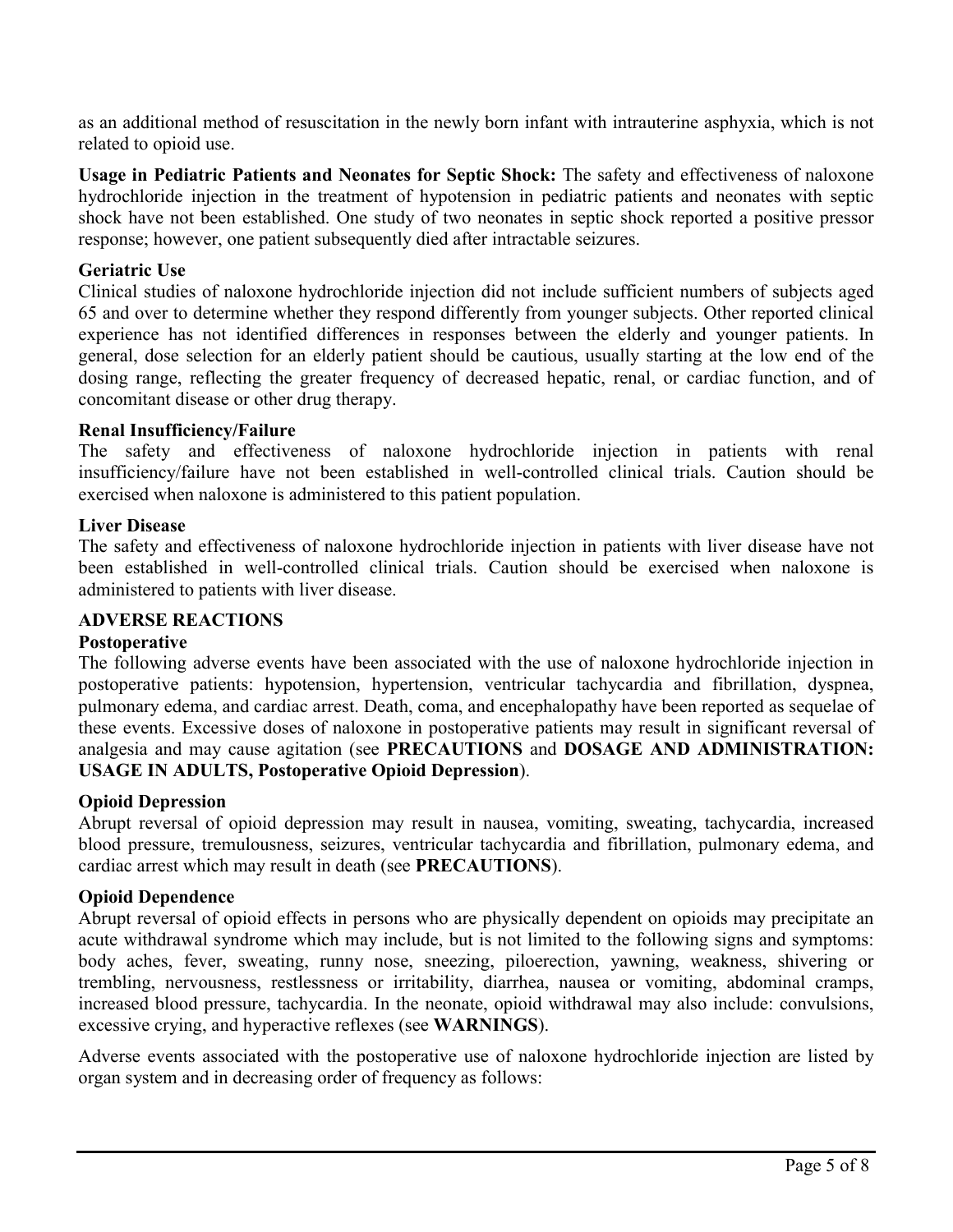as an additional method of resuscitation in the newly born infant with intrauterine asphyxia, which is not related to opioid use.

**Usage in Pediatric Patients and Neonates for Septic Shock:** The safety and effectiveness of naloxone hydrochloride injection in the treatment of hypotension in pediatric patients and neonates with septic shock have not been established. One study of two neonates in septic shock reported a positive pressor response; however, one patient subsequently died after intractable seizures.

### Geriatric Use

Clinical studies of naloxone hydrochloride injection did not include sufficient numbers of subjects aged 65 and over to determine whether they respond differently from younger subjects. Other reported clinical experience has not identified differences in responses between the elderly and younger patients. In general, dose selection for an elderly patient should be cautious, usually starting at the low end of the dosing range, reflecting the greater frequency of decreased hepatic, renal, or cardiac function, and of concomitant disease or other drug therapy.

### Renal Insufficiency/Failure

The safety and effectiveness of naloxone hydrochloride injection in patients with renal insufficiency/failure have not been established in well-controlled clinical trials. Caution should be exercised when naloxone is administered to this patient population.

### Liver Disease

The safety and effectiveness of naloxone hydrochloride injection in patients with liver disease have not been established in well-controlled clinical trials. Caution should be exercised when naloxone is administered to patients with liver disease.

## ADVERSE REACTIONS

### Postoperative

The following adverse events have been associated with the use of naloxone hydrochloride injection in postoperative patients: hypotension, hypertension, ventricular tachycardia and fibrillation, dyspnea, pulmonary edema, and cardiac arrest. Death, coma, and encephalopathy have been reported as sequelae of these events. Excessive doses of naloxone in postoperative patients may result in significant reversal of analgesia and may cause agitation (see **PRECAUTIONS** and **DOSAGE AND ADMINISTRATION: USAGE IN ADULTS, Postoperative Opioid Depression**).

### Opioid Depression

Abrupt reversal of opioid depression may result in nausea, vomiting, sweating, tachycardia, increased blood pressure, tremulousness, seizures, ventricular tachycardia and fibrillation, pulmonary edema, and cardiac arrest which may result in death (see **PRECAUTIONS**).

### Opioid Dependence

Abrupt reversal of opioid effects in persons who are physically dependent on opioids may precipitate an acute withdrawal syndrome which may include, but is not limited to the following signs and symptoms: body aches, fever, sweating, runny nose, sneezing, piloerection, yawning, weakness, shivering or trembling, nervousness, restlessness or irritability, diarrhea, nausea or vomiting, abdominal cramps, increased blood pressure, tachycardia. In the neonate, opioid withdrawal may also include: convulsions, excessive crying, and hyperactive reflexes (see **WARNINGS**).

Adverse events associated with the postoperative use of naloxone hydrochloride injection are listed by organ system and in decreasing order of frequency as follows: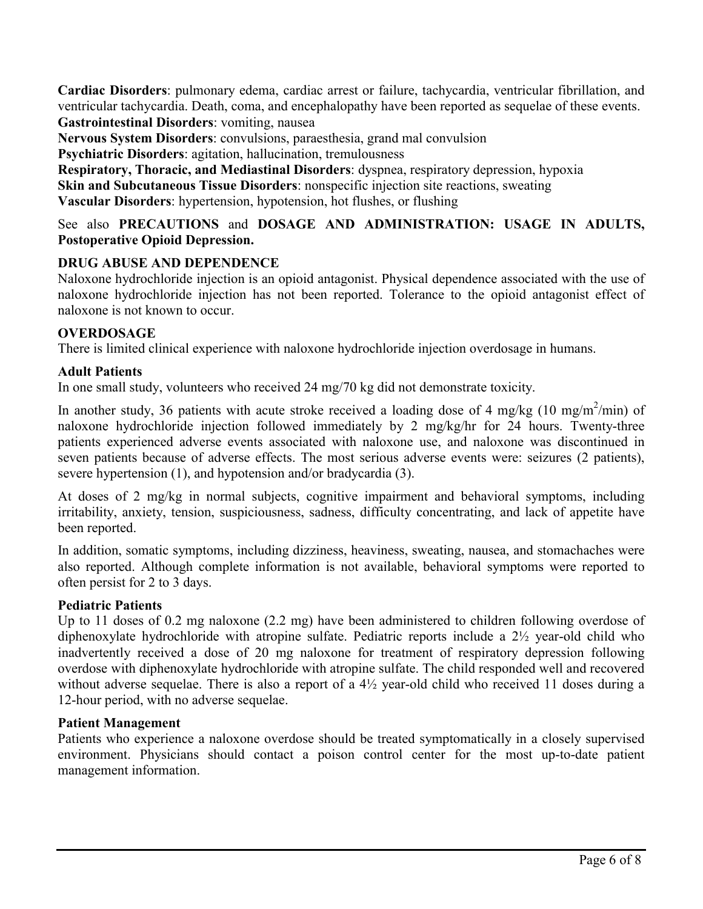**Cardiac Disorders**: pulmonary edema, cardiac arrest or failure, tachycardia, ventricular fibrillation, and ventricular tachycardia. Death, coma, and encephalopathy have been reported as sequelae of these events.
**Gastrointestinal Disorders**: vomiting, nausea
**Nervous System Disorders**: convulsions, paraesthesia, grand mal convulsion
**Psychiatric Disorders**: agitation, hallucination, tremulousness
**Respiratory, Thoracic, and Mediastinal Disorders**: dyspnea, respiratory depression, hypoxia
**Skin and Subcutaneous Tissue Disorders**: nonspecific injection site reactions, sweating
**Vascular Disorders**: hypertension, hypotension, hot flushes, or flushing

See also **PRECAUTIONS** and **DOSAGE AND ADMINISTRATION: USAGE IN ADULTS, Postoperative Opioid Depression.**

## DRUG ABUSE AND DEPENDENCE

Naloxone hydrochloride injection is an opioid antagonist. Physical dependence associated with the use of naloxone hydrochloride injection has not been reported. Tolerance to the opioid antagonist effect of naloxone is not known to occur.

## OVERDOSAGE

There is limited clinical experience with naloxone hydrochloride injection overdosage in humans.

### Adult Patients

In one small study, volunteers who received 24 mg/70 kg did not demonstrate toxicity.

In another study, 36 patients with acute stroke received a loading dose of 4 mg/kg (10 $mg/m^2/min$) of naloxone hydrochloride injection followed immediately by 2 mg/kg/hr for 24 hours. Twenty-three patients experienced adverse events associated with naloxone use, and naloxone was discontinued in seven patients because of adverse effects. The most serious adverse events were: seizures (2 patients), severe hypertension (1), and hypotension and/or bradycardia (3).

At doses of 2 mg/kg in normal subjects, cognitive impairment and behavioral symptoms, including irritability, anxiety, tension, suspiciousness, sadness, difficulty concentrating, and lack of appetite have been reported.

In addition, somatic symptoms, including dizziness, heaviness, sweating, nausea, and stomachaches were also reported. Although complete information is not available, behavioral symptoms were reported to often persist for 2 to 3 days.

### Pediatric Patients

Up to 11 doses of 0.2 mg naloxone (2.2 mg) have been administered to children following overdose of diphenoxylate hydrochloride with atropine sulfate. Pediatric reports include a 2½ year-old child who inadvertently received a dose of 20 mg naloxone for treatment of respiratory depression following overdose with diphenoxylate hydrochloride with atropine sulfate. The child responded well and recovered without adverse sequelae. There is also a report of a 4½ year-old child who received 11 doses during a 12-hour period, with no adverse sequelae.

### Patient Management

Patients who experience a naloxone overdose should be treated symptomatically in a closely supervised environment. Physicians should contact a poison control center for the most up-to-date patient management information.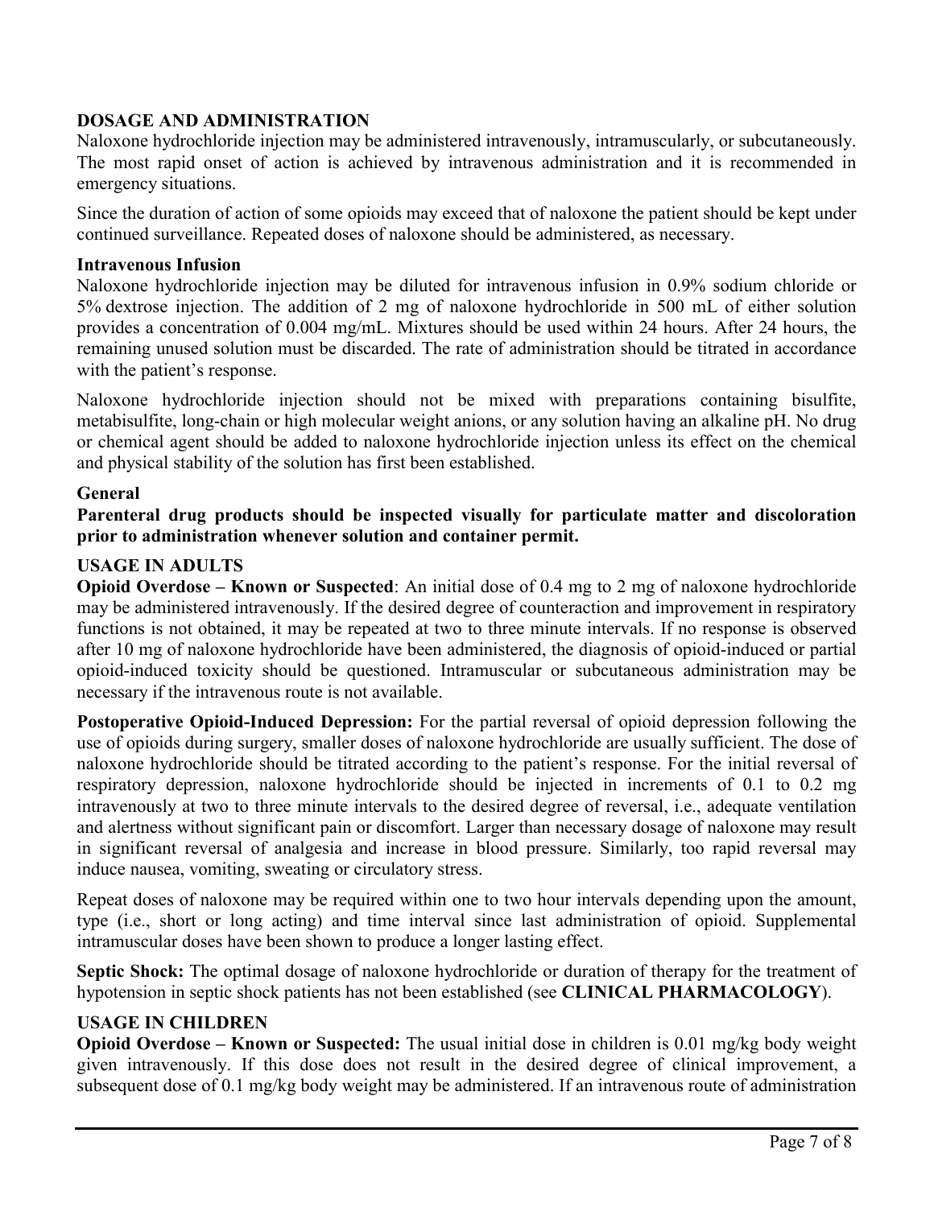## DOSAGE AND ADMINISTRATION

Naloxone hydrochloride injection may be administered intravenously, intramuscularly, or subcutaneously. The most rapid onset of action is achieved by intravenous administration and it is recommended in emergency situations.

Since the duration of action of some opioids may exceed that of naloxone the patient should be kept under continued surveillance. Repeated doses of naloxone should be administered, as necessary.

### Intravenous Infusion

Naloxone hydrochloride injection may be diluted for intravenous infusion in 0.9% sodium chloride or 5% dextrose injection. The addition of 2 mg of naloxone hydrochloride in 500 mL of either solution provides a concentration of 0.004 mg/mL. Mixtures should be used within 24 hours. After 24 hours, the remaining unused solution must be discarded. The rate of administration should be titrated in accordance with the patient's response.

Naloxone hydrochloride injection should not be mixed with preparations containing bisulfite, metabisulfite, long-chain or high molecular weight anions, or any solution having an alkaline pH. No drug or chemical agent should be added to naloxone hydrochloride injection unless its effect on the chemical and physical stability of the solution has first been established.

### General

**Parenteral drug products should be inspected visually for particulate matter and discoloration prior to administration whenever solution and container permit.**

### USAGE IN ADULTS

**Opioid Overdose – Known or Suspected**: An initial dose of 0.4 mg to 2 mg of naloxone hydrochloride may be administered intravenously. If the desired degree of counteraction and improvement in respiratory functions is not obtained, it may be repeated at two to three minute intervals. If no response is observed after 10 mg of naloxone hydrochloride have been administered, the diagnosis of opioid-induced or partial opioid-induced toxicity should be questioned. Intramuscular or subcutaneous administration may be necessary if the intravenous route is not available.

**Postoperative Opioid-Induced Depression:** For the partial reversal of opioid depression following the use of opioids during surgery, smaller doses of naloxone hydrochloride are usually sufficient. The dose of naloxone hydrochloride should be titrated according to the patient's response. For the initial reversal of respiratory depression, naloxone hydrochloride should be injected in increments of 0.1 to 0.2 mg intravenously at two to three minute intervals to the desired degree of reversal, i.e., adequate ventilation and alertness without significant pain or discomfort. Larger than necessary dosage of naloxone may result in significant reversal of analgesia and increase in blood pressure. Similarly, too rapid reversal may induce nausea, vomiting, sweating or circulatory stress.

Repeat doses of naloxone may be required within one to two hour intervals depending upon the amount, type (i.e., short or long acting) and time interval since last administration of opioid. Supplemental intramuscular doses have been shown to produce a longer lasting effect.

**Septic Shock:** The optimal dosage of naloxone hydrochloride or duration of therapy for the treatment of hypotension in septic shock patients has not been established (see **CLINICAL PHARMACOLOGY**).

### USAGE IN CHILDREN

**Opioid Overdose – Known or Suspected:** The usual initial dose in children is 0.01 mg/kg body weight given intravenously. If this dose does not result in the desired degree of clinical improvement, a subsequent dose of 0.1 mg/kg body weight may be administered. If an intravenous route of administration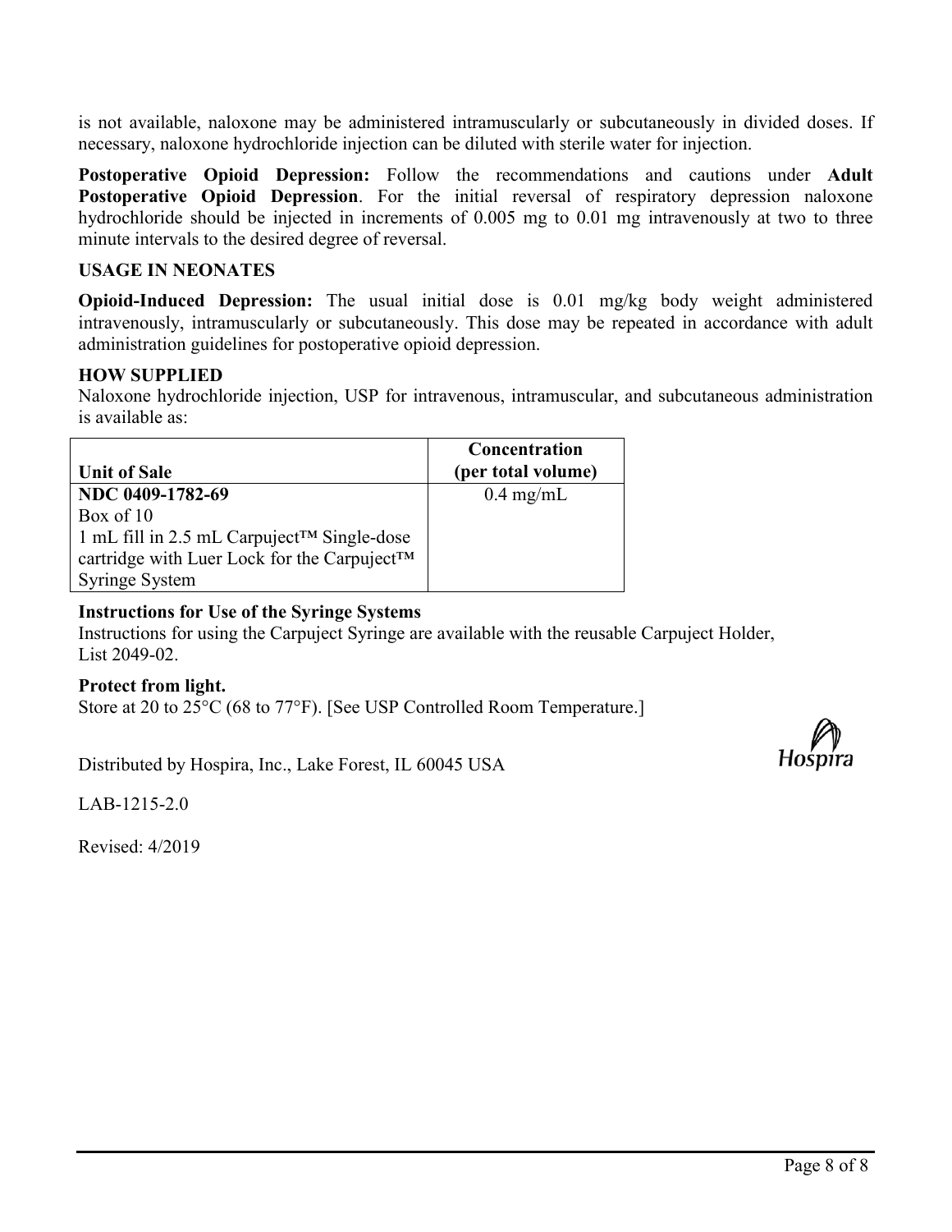is not available, naloxone may be administered intramuscularly or subcutaneously in divided doses. If necessary, naloxone hydrochloride injection can be diluted with sterile water for injection.

**Postoperative Opioid Depression:** Follow the recommendations and cautions under **Adult Postoperative Opioid Depression**. For the initial reversal of respiratory depression naloxone hydrochloride should be injected in increments of 0.005 mg to 0.01 mg intravenously at two to three minute intervals to the desired degree of reversal.

### USAGE IN NEONATES

**Opioid-Induced Depression:** The usual initial dose is 0.01 mg/kg body weight administered intravenously, intramuscularly or subcutaneously. This dose may be repeated in accordance with adult administration guidelines for postoperative opioid depression.

### HOW SUPPLIED

Naloxone hydrochloride injection, USP for intravenous, intramuscular, and subcutaneous administration is available as:

| Unit of Sale | Concentration (per total volume) |
|---|---|
| **NDC 0409-1782-69**<br>Box of 10<br>1 mL fill in 2.5 mL Carpuject™ Single-dose cartridge with Luer Lock for the Carpuject™ Syringe System | 0.4 mg/mL |

**Instructions for Use of the Syringe Systems**

Instructions for using the Carpuject Syringe are available with the reusable Carpuject Holder, List 2049-02.

**Protect from light.**

Store at 20 to 25°C (68 to 77°F). [See USP Controlled Room Temperature.]

Distributed by Hospira, Inc., Lake Forest, IL 60045 USA

Hospira

LAB-1215-2.0

Revised: 4/2019